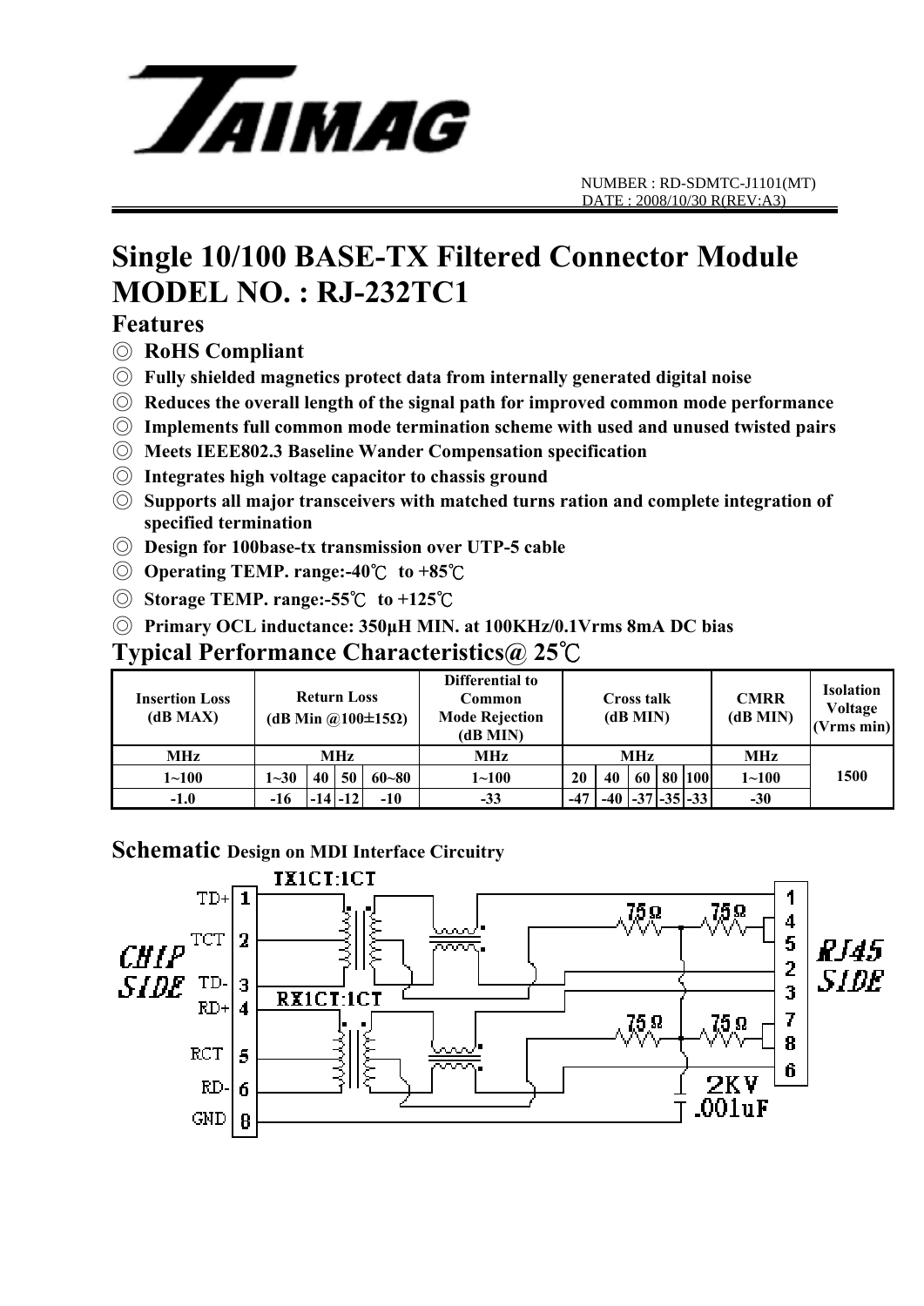NUMBER : RD-SDMTC-J1101(MT)
DATE : 2008/10/30 R(REV:A3)

# Single 10/100 BASE-TX Filtered Connector Module
# MODEL NO. : RJ-232TC1

## Features

- ◎ **RoHS Compliant**
- ◎ **Fully shielded magnetics protect data from internally generated digital noise**
- ◎ **Reduces the overall length of the signal path for improved common mode performance**
- ◎ **Implements full common mode termination scheme with used and unused twisted pairs**
- ◎ **Meets IEEE802.3 Baseline Wander Compensation specification**
- ◎ **Integrates high voltage capacitor to chassis ground**
- ◎ **Supports all major transceivers with matched turns ration and complete integration of specified termination**
- ◎ **Design for 100base-tx transmission over UTP-5 cable**
- ◎ **Operating TEMP. range:-40℃ to +85℃**
- ◎ **Storage TEMP. range:-55℃ to +125℃**
- ◎ **Primary OCL inductance: 350μH MIN. at 100KHz/0.1Vrms 8mA DC bias**

## Typical Performance Characteristics@ 25℃

| Insertion Loss (dB MAX) | Return Loss (dB Min @100±15Ω) | | | | Differential to Common Mode Rejection (dB MIN) | Cross talk (dB MIN) | | | | | CMRR (dB MIN) | Isolation Voltage (Vrms min) |
|---|---|---|---|---|---|---|---|---|---|---|---|---|
| MHz | MHz | | | | MHz | MHz | | | | | MHz | 1500 |
| 1~100 | 1~30 | 40 | 50 | 60~80 | 1~100 | 20 | 40 | 60 | 80 | 100 | 1~100 | |
| -1.0 | -16 | -14 | -12 | -10 | -33 | -47 | -40 | -37 | -35 | -33 | -30 | |

## Schematic Design on MDI Interface Circuitry

CHIP SIDE: TD+ 1, TCT 2, TD- 3, RD+ 4, RCT 5, RD- 6, GND 8

TX1CT:1CT

RX1CT:1CT

75Ω 75Ω 75Ω 75Ω

2KV .001uF

RJ45 SIDE: 1, 4, 5, 2, 3, 7, 8, 6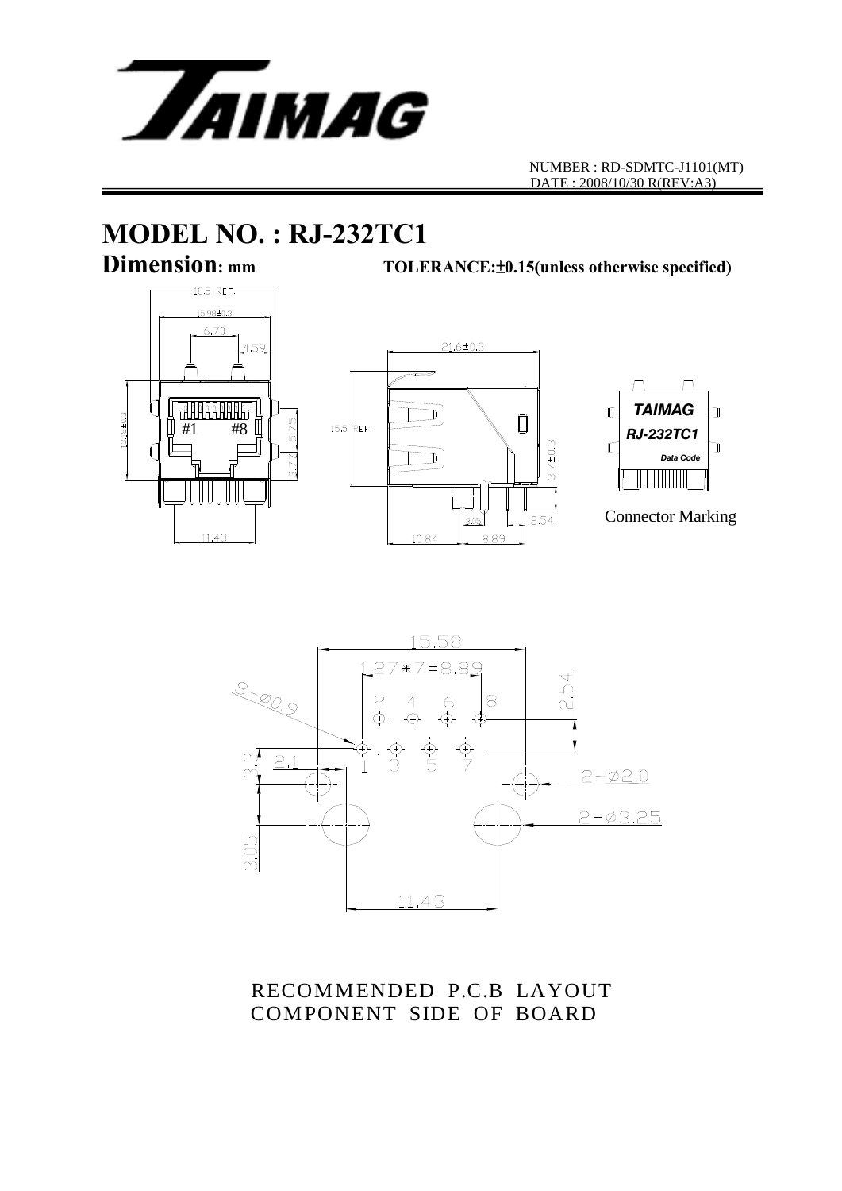NUMBER : RD-SDMTC-J1101(MT)
DATE : 2008/10/30 R(REV:A3)

# MODEL NO. : RJ-232TC1

## Dimension: mm

**TOLERANCE:±0.15(unless otherwise specified)**

Connector Marking

RECOMMENDED P.C.B LAYOUT
COMPONENT SIDE OF BOARD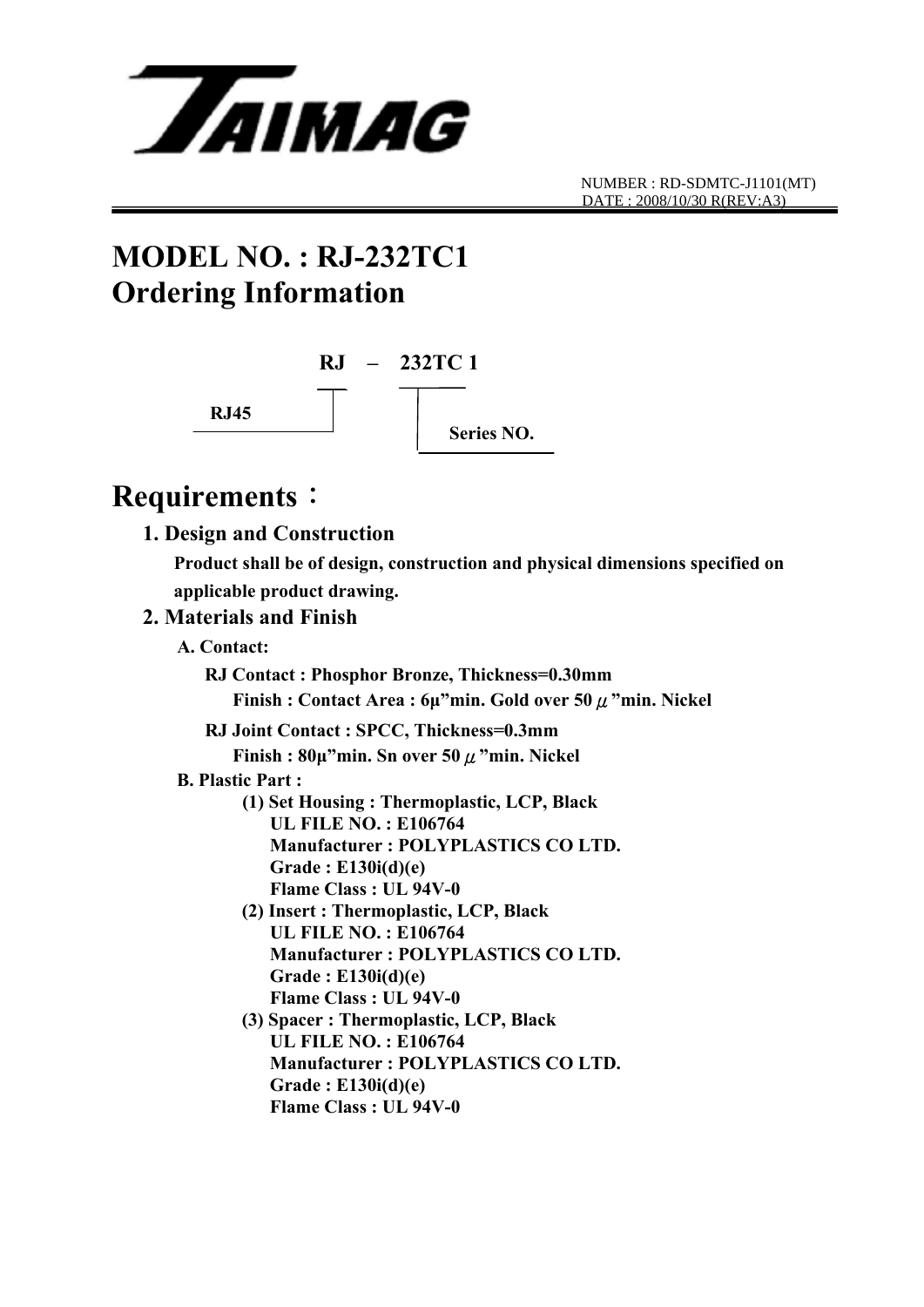TAIMAG

NUMBER : RD-SDMTC-J1101(MT)
DATE : 2008/10/30 R(REV:A3)

# MODEL NO. : RJ-232TC1
# Ordering Information

RJ – 232TC 1

RJ45 — Series NO.

# Requirements：

## 1. Design and Construction

**Product shall be of design, construction and physical dimensions specified on applicable product drawing.**

## 2. Materials and Finish

**A. Contact:**

**RJ Contact : Phosphor Bronze, Thickness=0.30mm**
**Finish : Contact Area : 6μ”min. Gold over 50 μ”min. Nickel**

**RJ Joint Contact : SPCC, Thickness=0.3mm**
**Finish : 80μ”min. Sn over 50 μ”min. Nickel**

**B. Plastic Part :**

**(1) Set Housing : Thermoplastic, LCP, Black**
**UL FILE NO. : E106764**
**Manufacturer : POLYPLASTICS CO LTD.**
**Grade : E130i(d)(e)**
**Flame Class : UL 94V-0**

**(2) Insert : Thermoplastic, LCP, Black**
**UL FILE NO. : E106764**
**Manufacturer : POLYPLASTICS CO LTD.**
**Grade : E130i(d)(e)**
**Flame Class : UL 94V-0**

**(3) Spacer : Thermoplastic, LCP, Black**
**UL FILE NO. : E106764**
**Manufacturer : POLYPLASTICS CO LTD.**
**Grade : E130i(d)(e)**
**Flame Class : UL 94V-0**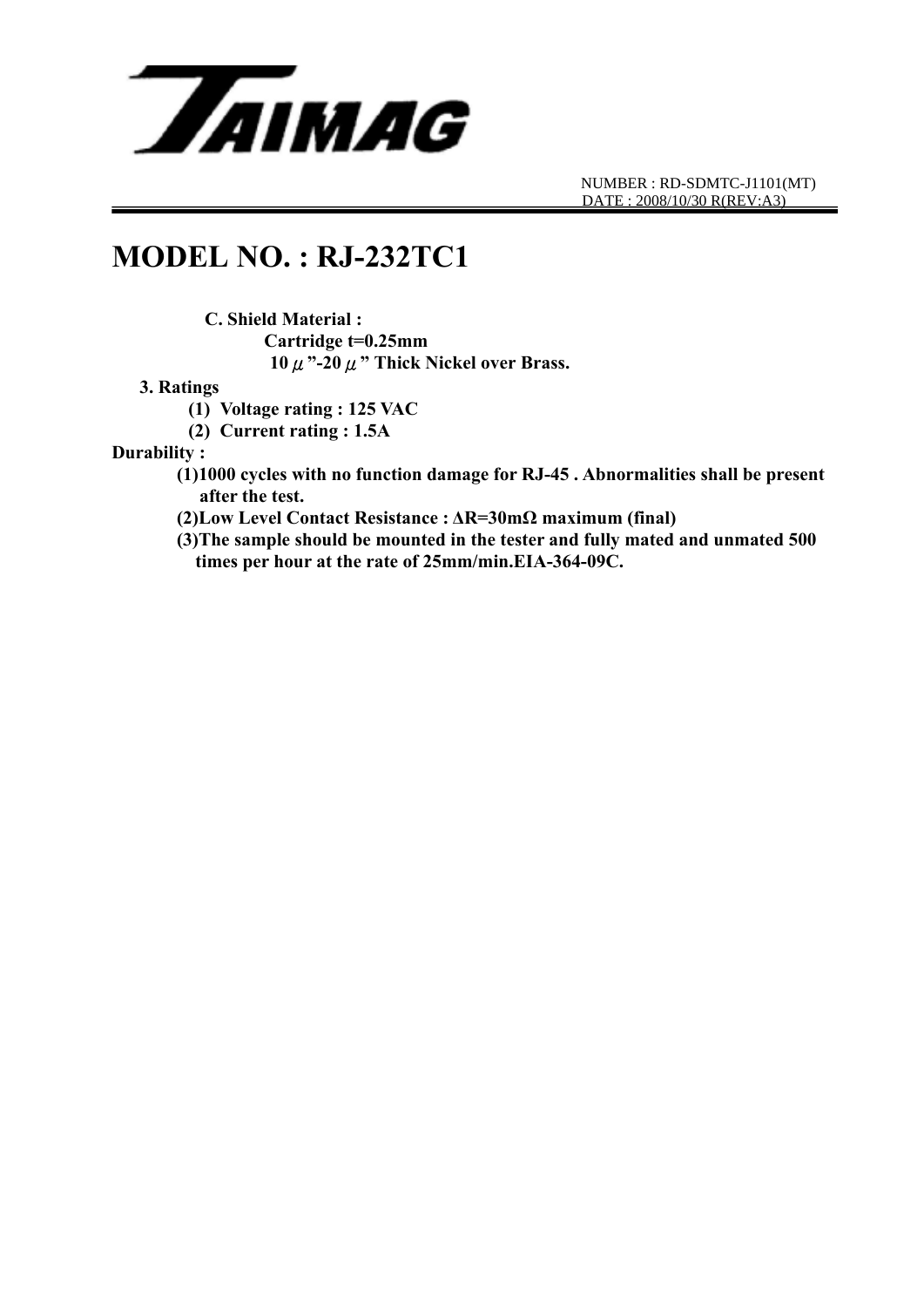# MODEL NO. : RJ-232TC1

**C. Shield Material :**

**Cartridge t=0.25mm**

**10 μ"-20 μ" Thick Nickel over Brass.**

**3. Ratings**

**(1) Voltage rating : 125 VAC**

**(2) Current rating : 1.5A**

**Durability :**

**(1)1000 cycles with no function damage for RJ-45 . Abnormalities shall be present after the test.**

**(2)Low Level Contact Resistance : ΔR=30mΩ maximum (final)**

**(3)The sample should be mounted in the tester and fully mated and unmated 500 times per hour at the rate of 25mm/min.EIA-364-09C.**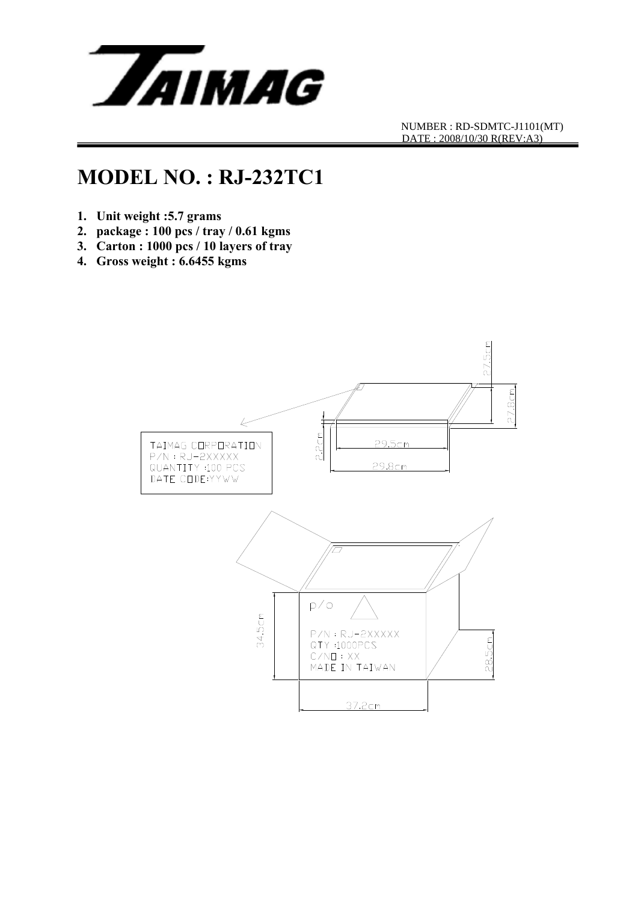NUMBER : RD-SDMTC-J1101(MT)
DATE : 2008/10/30 R(REV:A3)

# MODEL NO. : RJ-232TC1

1. **Unit weight :5.7 grams**
2. **package : 100 pcs / tray / 0.61 kgms**
3. **Carton : 1000 pcs / 10 layers of tray**
4. **Gross weight : 6.6455 kgms**

27.5cm
27.8cm
2.2cm
29.5cm
29.8cm

TAIMAG CORPORATION
P/N : RJ-2XXXXX
QUANTITY :100 PCS
DATE CODE:YYWW

p/o
P/N : RJ-2XXXXX
QTY :1000PCS
C/NO : XX
MADE IN TAIWAN

34.5cm
28.5cm
37.2cm